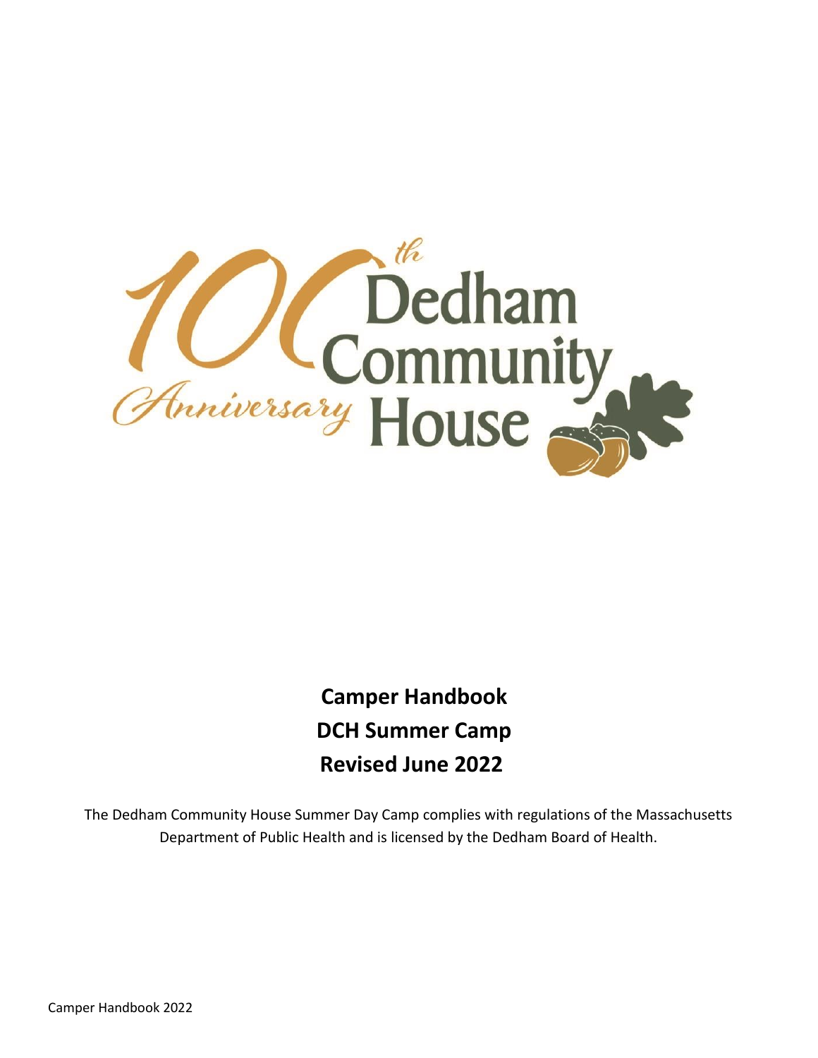100th Anniversary Dedham Community House

**Camper Handbook**

**DCH Summer Camp**

**Revised June 2022**

The Dedham Community House Summer Day Camp complies with regulations of the Massachusetts Department of Public Health and is licensed by the Dedham Board of Health.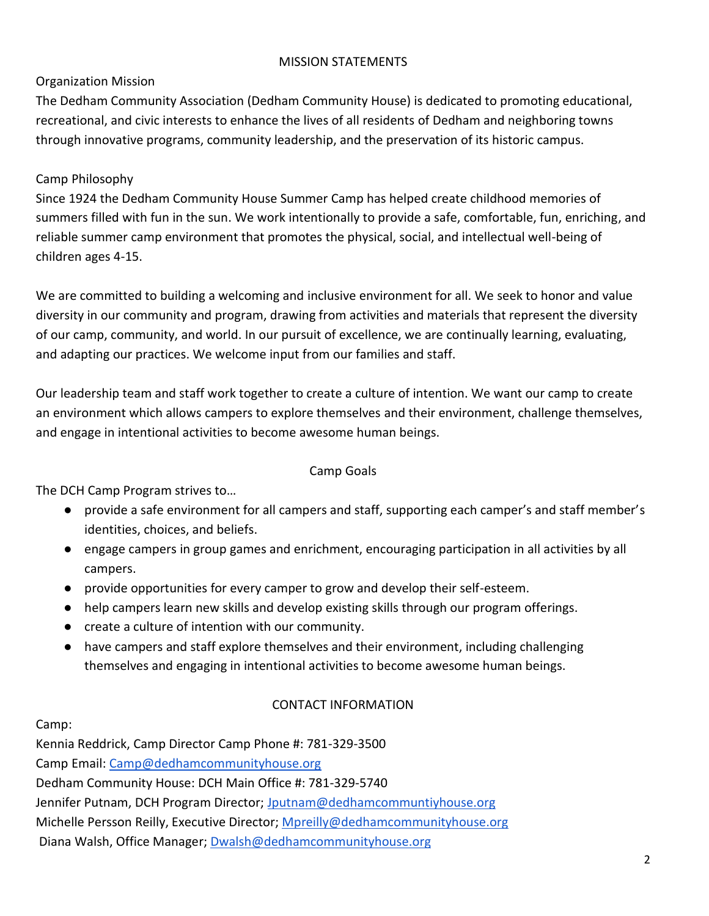## MISSION STATEMENTS

### Organization Mission

The Dedham Community Association (Dedham Community House) is dedicated to promoting educational, recreational, and civic interests to enhance the lives of all residents of Dedham and neighboring towns through innovative programs, community leadership, and the preservation of its historic campus.

### Camp Philosophy

Since 1924 the Dedham Community House Summer Camp has helped create childhood memories of summers filled with fun in the sun. We work intentionally to provide a safe, comfortable, fun, enriching, and reliable summer camp environment that promotes the physical, social, and intellectual well-being of children ages 4-15.

We are committed to building a welcoming and inclusive environment for all. We seek to honor and value diversity in our community and program, drawing from activities and materials that represent the diversity of our camp, community, and world. In our pursuit of excellence, we are continually learning, evaluating, and adapting our practices. We welcome input from our families and staff.

Our leadership team and staff work together to create a culture of intention. We want our camp to create an environment which allows campers to explore themselves and their environment, challenge themselves, and engage in intentional activities to become awesome human beings.

## Camp Goals

The DCH Camp Program strives to…

- provide a safe environment for all campers and staff, supporting each camper's and staff member's identities, choices, and beliefs.
- engage campers in group games and enrichment, encouraging participation in all activities by all campers.
- provide opportunities for every camper to grow and develop their self-esteem.
- help campers learn new skills and develop existing skills through our program offerings.
- create a culture of intention with our community.
- have campers and staff explore themselves and their environment, including challenging themselves and engaging in intentional activities to become awesome human beings.

## CONTACT INFORMATION

Camp:

Kennia Reddrick, Camp Director Camp Phone #: 781-329-3500

Camp Email: Camp@dedhamcommunityhouse.org

Dedham Community House: DCH Main Office #: 781-329-5740

Jennifer Putnam, DCH Program Director; Jputnam@dedhamcommuntiyhouse.org

Michelle Persson Reilly, Executive Director; Mpreilly@dedhamcommunityhouse.org

Diana Walsh, Office Manager; Dwalsh@dedhamcommunityhouse.org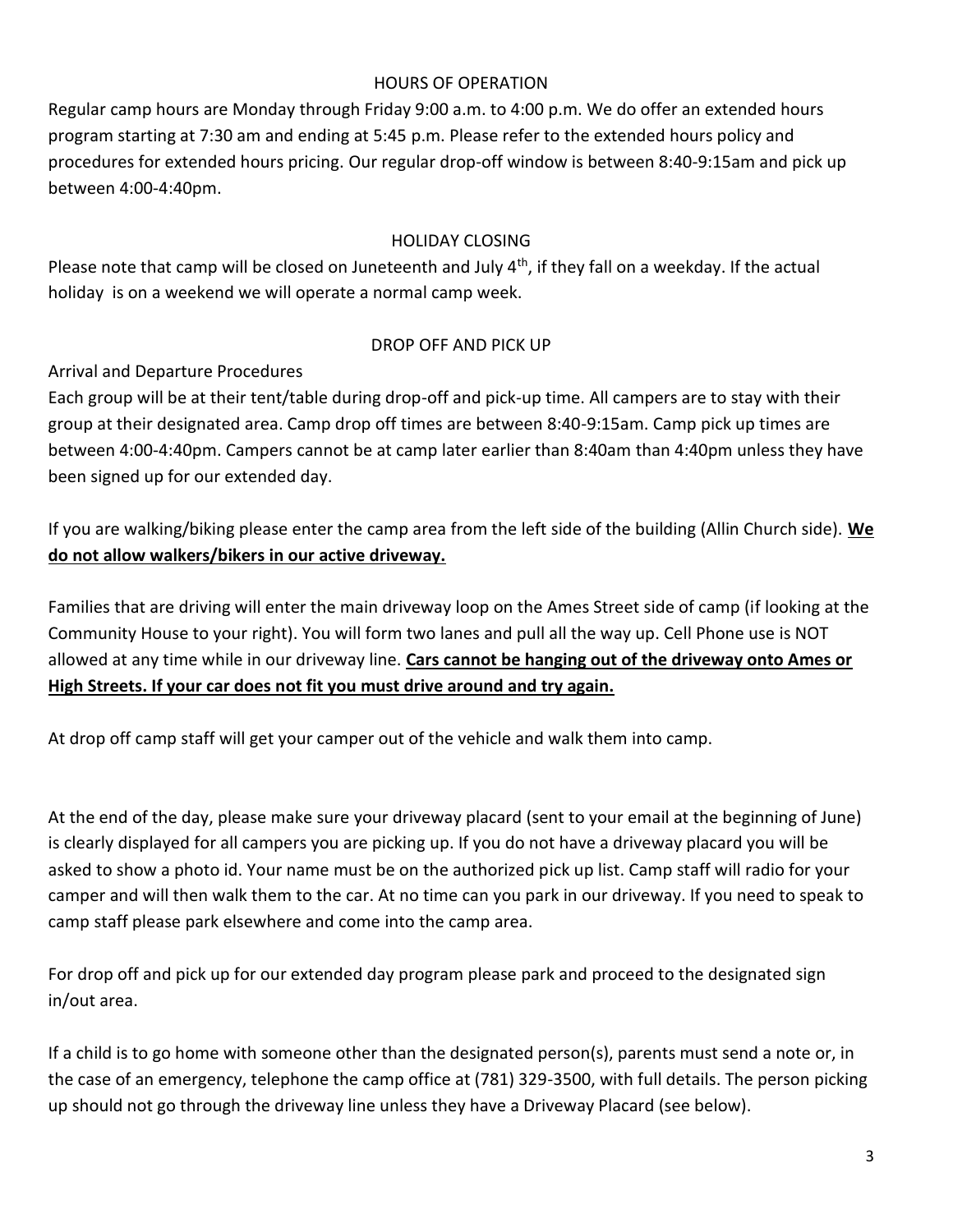## HOURS OF OPERATION

Regular camp hours are Monday through Friday 9:00 a.m. to 4:00 p.m. We do offer an extended hours program starting at 7:30 am and ending at 5:45 p.m. Please refer to the extended hours policy and procedures for extended hours pricing. Our regular drop-off window is between 8:40-9:15am and pick up between 4:00-4:40pm.

## HOLIDAY CLOSING

Please note that camp will be closed on Juneteenth and July 4th, if they fall on a weekday. If the actual holiday is on a weekend we will operate a normal camp week.

## DROP OFF AND PICK UP

Arrival and Departure Procedures

Each group will be at their tent/table during drop-off and pick-up time. All campers are to stay with their group at their designated area. Camp drop off times are between 8:40-9:15am. Camp pick up times are between 4:00-4:40pm. Campers cannot be at camp later earlier than 8:40am than 4:40pm unless they have been signed up for our extended day.

If you are walking/biking please enter the camp area from the left side of the building (Allin Church side). **We do not allow walkers/bikers in our active driveway.**

Families that are driving will enter the main driveway loop on the Ames Street side of camp (if looking at the Community House to your right). You will form two lanes and pull all the way up. Cell Phone use is NOT allowed at any time while in our driveway line. **Cars cannot be hanging out of the driveway onto Ames or High Streets. If your car does not fit you must drive around and try again.**

At drop off camp staff will get your camper out of the vehicle and walk them into camp.

At the end of the day, please make sure your driveway placard (sent to your email at the beginning of June) is clearly displayed for all campers you are picking up. If you do not have a driveway placard you will be asked to show a photo id. Your name must be on the authorized pick up list. Camp staff will radio for your camper and will then walk them to the car. At no time can you park in our driveway. If you need to speak to camp staff please park elsewhere and come into the camp area.

For drop off and pick up for our extended day program please park and proceed to the designated sign in/out area.

If a child is to go home with someone other than the designated person(s), parents must send a note or, in the case of an emergency, telephone the camp office at (781) 329-3500, with full details. The person picking up should not go through the driveway line unless they have a Driveway Placard (see below).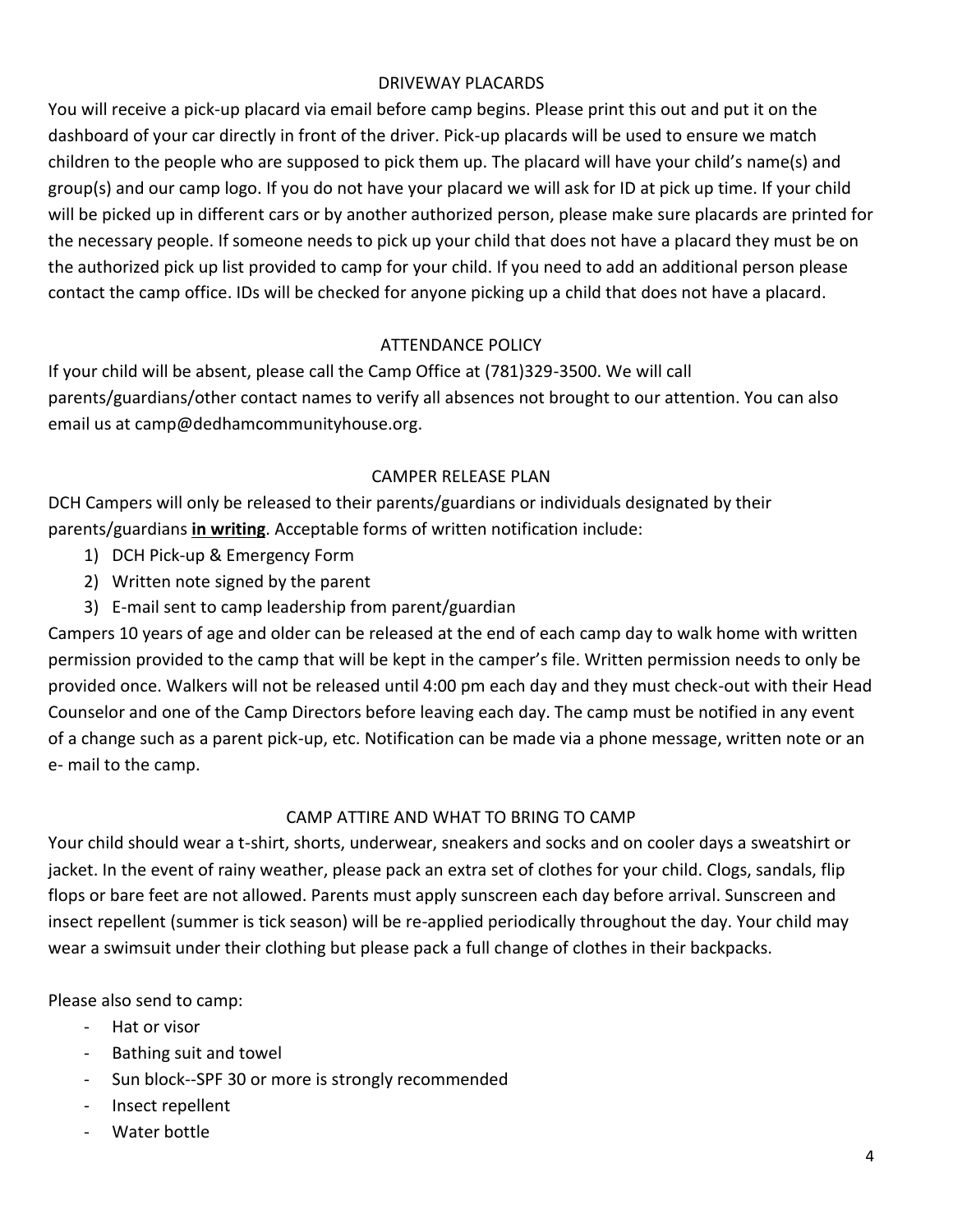## DRIVEWAY PLACARDS

You will receive a pick-up placard via email before camp begins. Please print this out and put it on the dashboard of your car directly in front of the driver. Pick-up placards will be used to ensure we match children to the people who are supposed to pick them up. The placard will have your child's name(s) and group(s) and our camp logo. If you do not have your placard we will ask for ID at pick up time. If your child will be picked up in different cars or by another authorized person, please make sure placards are printed for the necessary people. If someone needs to pick up your child that does not have a placard they must be on the authorized pick up list provided to camp for your child. If you need to add an additional person please contact the camp office. IDs will be checked for anyone picking up a child that does not have a placard.

## ATTENDANCE POLICY

If your child will be absent, please call the Camp Office at (781)329-3500. We will call parents/guardians/other contact names to verify all absences not brought to our attention. You can also email us at camp@dedhamcommunityhouse.org.

## CAMPER RELEASE PLAN

DCH Campers will only be released to their parents/guardians or individuals designated by their parents/guardians **<u>in writing</u>**. Acceptable forms of written notification include:

1) DCH Pick-up & Emergency Form
2) Written note signed by the parent
3) E-mail sent to camp leadership from parent/guardian

Campers 10 years of age and older can be released at the end of each camp day to walk home with written permission provided to the camp that will be kept in the camper's file. Written permission needs to only be provided once. Walkers will not be released until 4:00 pm each day and they must check-out with their Head Counselor and one of the Camp Directors before leaving each day. The camp must be notified in any event of a change such as a parent pick-up, etc. Notification can be made via a phone message, written note or an e- mail to the camp.

## CAMP ATTIRE AND WHAT TO BRING TO CAMP

Your child should wear a t-shirt, shorts, underwear, sneakers and socks and on cooler days a sweatshirt or jacket. In the event of rainy weather, please pack an extra set of clothes for your child. Clogs, sandals, flip flops or bare feet are not allowed. Parents must apply sunscreen each day before arrival. Sunscreen and insect repellent (summer is tick season) will be re-applied periodically throughout the day. Your child may wear a swimsuit under their clothing but please pack a full change of clothes in their backpacks.

Please also send to camp:

- Hat or visor
- Bathing suit and towel
- Sun block--SPF 30 or more is strongly recommended
- Insect repellent
- Water bottle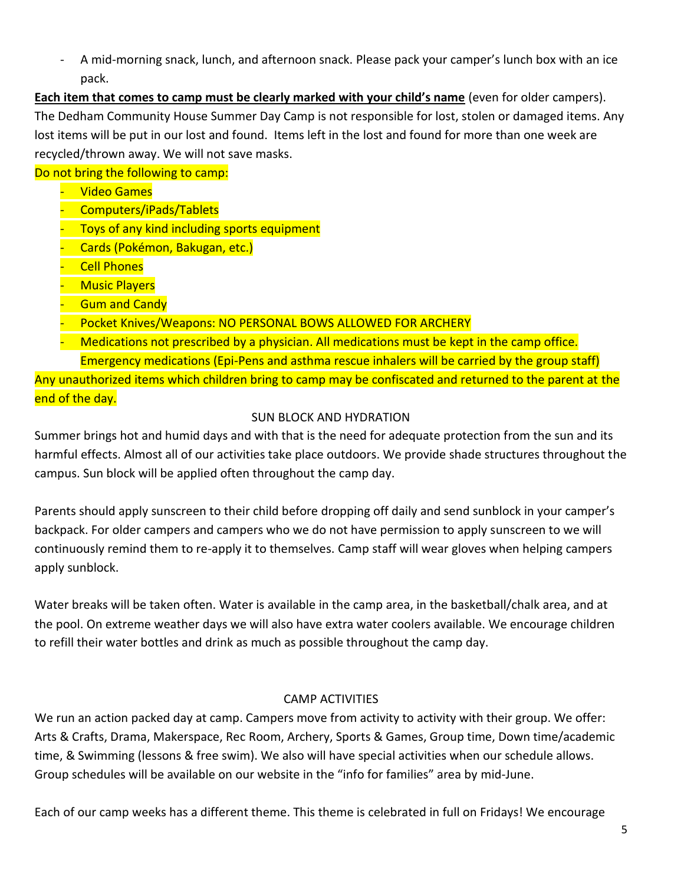- A mid-morning snack, lunch, and afternoon snack. Please pack your camper's lunch box with an ice pack.

**Each item that comes to camp must be clearly marked with your child's name** (even for older campers). The Dedham Community House Summer Day Camp is not responsible for lost, stolen or damaged items. Any lost items will be put in our lost and found. Items left in the lost and found for more than one week are recycled/thrown away. We will not save masks.

Do not bring the following to camp:

- Video Games
- Computers/iPads/Tablets
- Toys of any kind including sports equipment
- Cards (Pokémon, Bakugan, etc.)
- Cell Phones
- Music Players
- Gum and Candy
- Pocket Knives/Weapons: NO PERSONAL BOWS ALLOWED FOR ARCHERY
- Medications not prescribed by a physician. All medications must be kept in the camp office. Emergency medications (Epi-Pens and asthma rescue inhalers will be carried by the group staff)

Any unauthorized items which children bring to camp may be confiscated and returned to the parent at the end of the day.

## SUN BLOCK AND HYDRATION

Summer brings hot and humid days and with that is the need for adequate protection from the sun and its harmful effects. Almost all of our activities take place outdoors. We provide shade structures throughout the campus. Sun block will be applied often throughout the camp day.

Parents should apply sunscreen to their child before dropping off daily and send sunblock in your camper's backpack. For older campers and campers who we do not have permission to apply sunscreen to we will continuously remind them to re-apply it to themselves. Camp staff will wear gloves when helping campers apply sunblock.

Water breaks will be taken often. Water is available in the camp area, in the basketball/chalk area, and at the pool. On extreme weather days we will also have extra water coolers available. We encourage children to refill their water bottles and drink as much as possible throughout the camp day.

## CAMP ACTIVITIES

We run an action packed day at camp. Campers move from activity to activity with their group. We offer: Arts & Crafts, Drama, Makerspace, Rec Room, Archery, Sports & Games, Group time, Down time/academic time, & Swimming (lessons & free swim). We also will have special activities when our schedule allows. Group schedules will be available on our website in the "info for families" area by mid-June.

Each of our camp weeks has a different theme. This theme is celebrated in full on Fridays! We encourage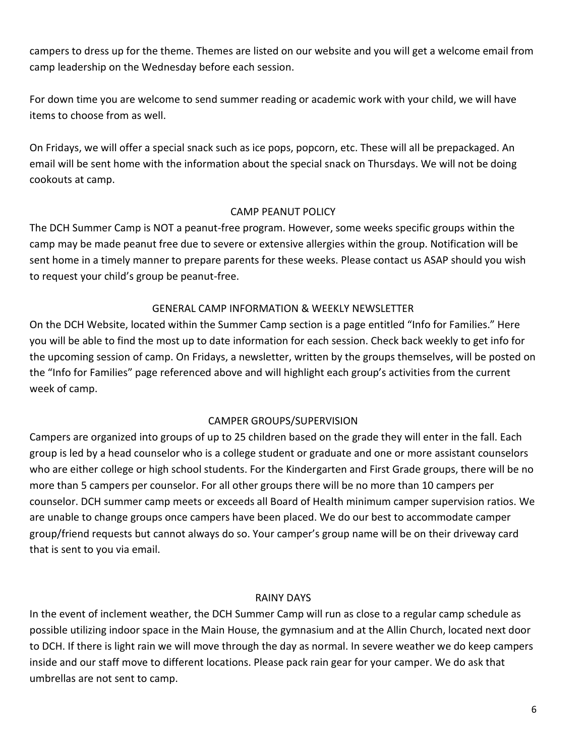campers to dress up for the theme. Themes are listed on our website and you will get a welcome email from camp leadership on the Wednesday before each session.

For down time you are welcome to send summer reading or academic work with your child, we will have items to choose from as well.

On Fridays, we will offer a special snack such as ice pops, popcorn, etc. These will all be prepackaged. An email will be sent home with the information about the special snack on Thursdays. We will not be doing cookouts at camp.

## CAMP PEANUT POLICY

The DCH Summer Camp is NOT a peanut-free program. However, some weeks specific groups within the camp may be made peanut free due to severe or extensive allergies within the group. Notification will be sent home in a timely manner to prepare parents for these weeks. Please contact us ASAP should you wish to request your child's group be peanut-free.

## GENERAL CAMP INFORMATION & WEEKLY NEWSLETTER

On the DCH Website, located within the Summer Camp section is a page entitled "Info for Families." Here you will be able to find the most up to date information for each session. Check back weekly to get info for the upcoming session of camp. On Fridays, a newsletter, written by the groups themselves, will be posted on the "Info for Families" page referenced above and will highlight each group's activities from the current week of camp.

## CAMPER GROUPS/SUPERVISION

Campers are organized into groups of up to 25 children based on the grade they will enter in the fall. Each group is led by a head counselor who is a college student or graduate and one or more assistant counselors who are either college or high school students. For the Kindergarten and First Grade groups, there will be no more than 5 campers per counselor. For all other groups there will be no more than 10 campers per counselor. DCH summer camp meets or exceeds all Board of Health minimum camper supervision ratios. We are unable to change groups once campers have been placed. We do our best to accommodate camper group/friend requests but cannot always do so. Your camper's group name will be on their driveway card that is sent to you via email.

## RAINY DAYS

In the event of inclement weather, the DCH Summer Camp will run as close to a regular camp schedule as possible utilizing indoor space in the Main House, the gymnasium and at the Allin Church, located next door to DCH. If there is light rain we will move through the day as normal. In severe weather we do keep campers inside and our staff move to different locations. Please pack rain gear for your camper. We do ask that umbrellas are not sent to camp.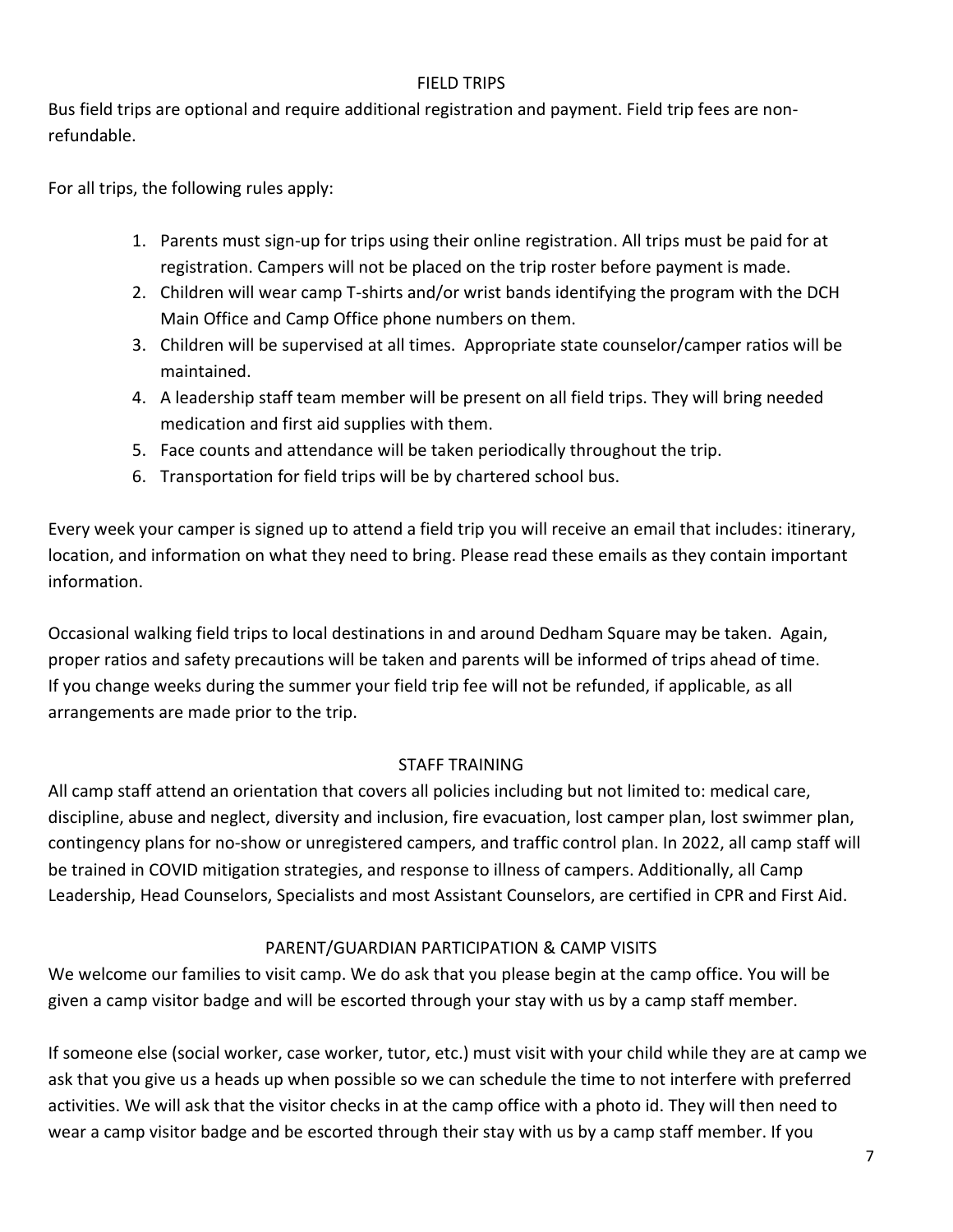## FIELD TRIPS

Bus field trips are optional and require additional registration and payment. Field trip fees are non-refundable.

For all trips, the following rules apply:

1. Parents must sign-up for trips using their online registration. All trips must be paid for at registration. Campers will not be placed on the trip roster before payment is made.
2. Children will wear camp T-shirts and/or wrist bands identifying the program with the DCH Main Office and Camp Office phone numbers on them.
3. Children will be supervised at all times. Appropriate state counselor/camper ratios will be maintained.
4. A leadership staff team member will be present on all field trips. They will bring needed medication and first aid supplies with them.
5. Face counts and attendance will be taken periodically throughout the trip.
6. Transportation for field trips will be by chartered school bus.

Every week your camper is signed up to attend a field trip you will receive an email that includes: itinerary, location, and information on what they need to bring. Please read these emails as they contain important information.

Occasional walking field trips to local destinations in and around Dedham Square may be taken. Again, proper ratios and safety precautions will be taken and parents will be informed of trips ahead of time. If you change weeks during the summer your field trip fee will not be refunded, if applicable, as all arrangements are made prior to the trip.

## STAFF TRAINING

All camp staff attend an orientation that covers all policies including but not limited to: medical care, discipline, abuse and neglect, diversity and inclusion, fire evacuation, lost camper plan, lost swimmer plan, contingency plans for no-show or unregistered campers, and traffic control plan. In 2022, all camp staff will be trained in COVID mitigation strategies, and response to illness of campers. Additionally, all Camp Leadership, Head Counselors, Specialists and most Assistant Counselors, are certified in CPR and First Aid.

## PARENT/GUARDIAN PARTICIPATION & CAMP VISITS

We welcome our families to visit camp. We do ask that you please begin at the camp office. You will be given a camp visitor badge and will be escorted through your stay with us by a camp staff member.

If someone else (social worker, case worker, tutor, etc.) must visit with your child while they are at camp we ask that you give us a heads up when possible so we can schedule the time to not interfere with preferred activities. We will ask that the visitor checks in at the camp office with a photo id. They will then need to wear a camp visitor badge and be escorted through their stay with us by a camp staff member. If you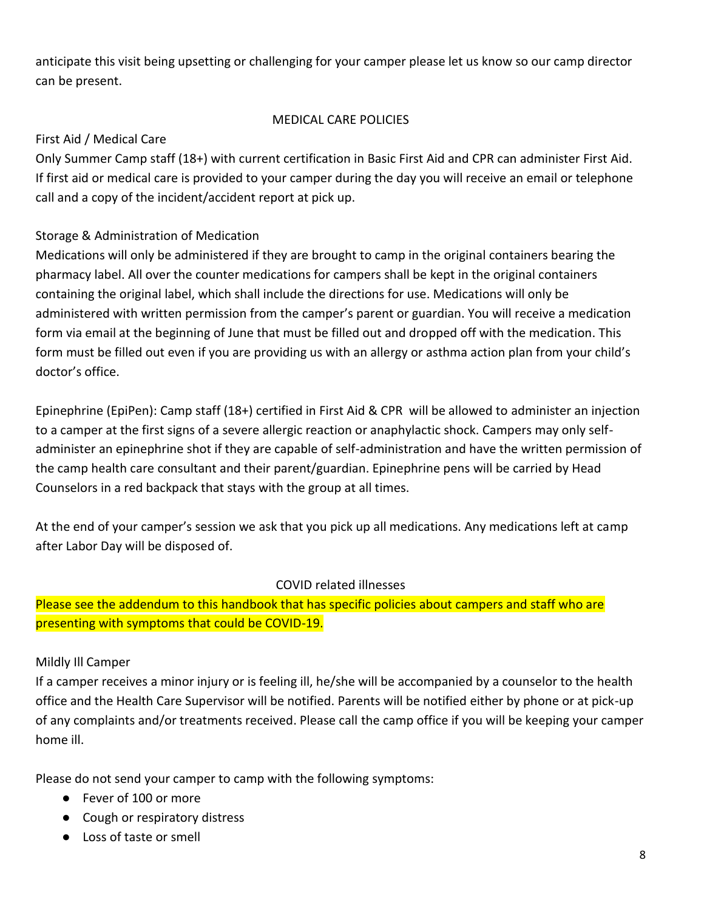anticipate this visit being upsetting or challenging for your camper please let us know so our camp director can be present.

## MEDICAL CARE POLICIES

First Aid / Medical Care

Only Summer Camp staff (18+) with current certification in Basic First Aid and CPR can administer First Aid. If first aid or medical care is provided to your camper during the day you will receive an email or telephone call and a copy of the incident/accident report at pick up.

Storage & Administration of Medication

Medications will only be administered if they are brought to camp in the original containers bearing the pharmacy label. All over the counter medications for campers shall be kept in the original containers containing the original label, which shall include the directions for use. Medications will only be administered with written permission from the camper's parent or guardian. You will receive a medication form via email at the beginning of June that must be filled out and dropped off with the medication. This form must be filled out even if you are providing us with an allergy or asthma action plan from your child's doctor's office.

Epinephrine (EpiPen): Camp staff (18+) certified in First Aid & CPR will be allowed to administer an injection to a camper at the first signs of a severe allergic reaction or anaphylactic shock. Campers may only self-administer an epinephrine shot if they are capable of self-administration and have the written permission of the camp health care consultant and their parent/guardian. Epinephrine pens will be carried by Head Counselors in a red backpack that stays with the group at all times.

At the end of your camper's session we ask that you pick up all medications. Any medications left at camp after Labor Day will be disposed of.

## COVID related illnesses

Please see the addendum to this handbook that has specific policies about campers and staff who are presenting with symptoms that could be COVID-19.

Mildly Ill Camper

If a camper receives a minor injury or is feeling ill, he/she will be accompanied by a counselor to the health office and the Health Care Supervisor will be notified. Parents will be notified either by phone or at pick-up of any complaints and/or treatments received. Please call the camp office if you will be keeping your camper home ill.

Please do not send your camper to camp with the following symptoms:

- Fever of 100 or more
- Cough or respiratory distress
- Loss of taste or smell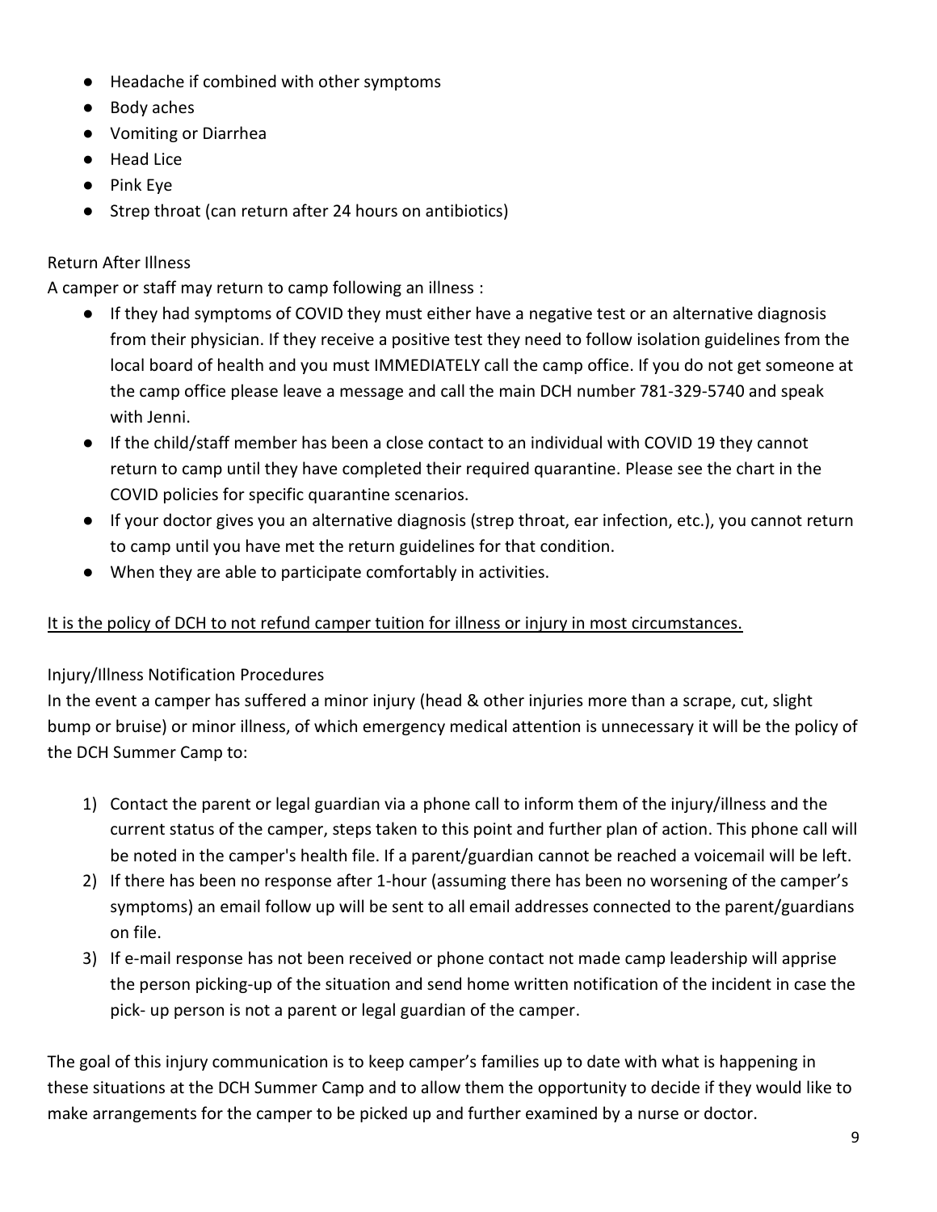- Headache if combined with other symptoms
- Body aches
- Vomiting or Diarrhea
- Head Lice
- Pink Eye
- Strep throat (can return after 24 hours on antibiotics)

Return After Illness

A camper or staff may return to camp following an illness :

- If they had symptoms of COVID they must either have a negative test or an alternative diagnosis from their physician. If they receive a positive test they need to follow isolation guidelines from the local board of health and you must IMMEDIATELY call the camp office. If you do not get someone at the camp office please leave a message and call the main DCH number 781-329-5740 and speak with Jenni.
- If the child/staff member has been a close contact to an individual with COVID 19 they cannot return to camp until they have completed their required quarantine. Please see the chart in the COVID policies for specific quarantine scenarios.
- If your doctor gives you an alternative diagnosis (strep throat, ear infection, etc.), you cannot return to camp until you have met the return guidelines for that condition.
- When they are able to participate comfortably in activities.

<u>It is the policy of DCH to not refund camper tuition for illness or injury in most circumstances.</u>

Injury/Illness Notification Procedures

In the event a camper has suffered a minor injury (head & other injuries more than a scrape, cut, slight bump or bruise) or minor illness, of which emergency medical attention is unnecessary it will be the policy of the DCH Summer Camp to:

1) Contact the parent or legal guardian via a phone call to inform them of the injury/illness and the current status of the camper, steps taken to this point and further plan of action. This phone call will be noted in the camper's health file. If a parent/guardian cannot be reached a voicemail will be left.
2) If there has been no response after 1-hour (assuming there has been no worsening of the camper's symptoms) an email follow up will be sent to all email addresses connected to the parent/guardians on file.
3) If e-mail response has not been received or phone contact not made camp leadership will apprise the person picking-up of the situation and send home written notification of the incident in case the pick- up person is not a parent or legal guardian of the camper.

The goal of this injury communication is to keep camper's families up to date with what is happening in these situations at the DCH Summer Camp and to allow them the opportunity to decide if they would like to make arrangements for the camper to be picked up and further examined by a nurse or doctor.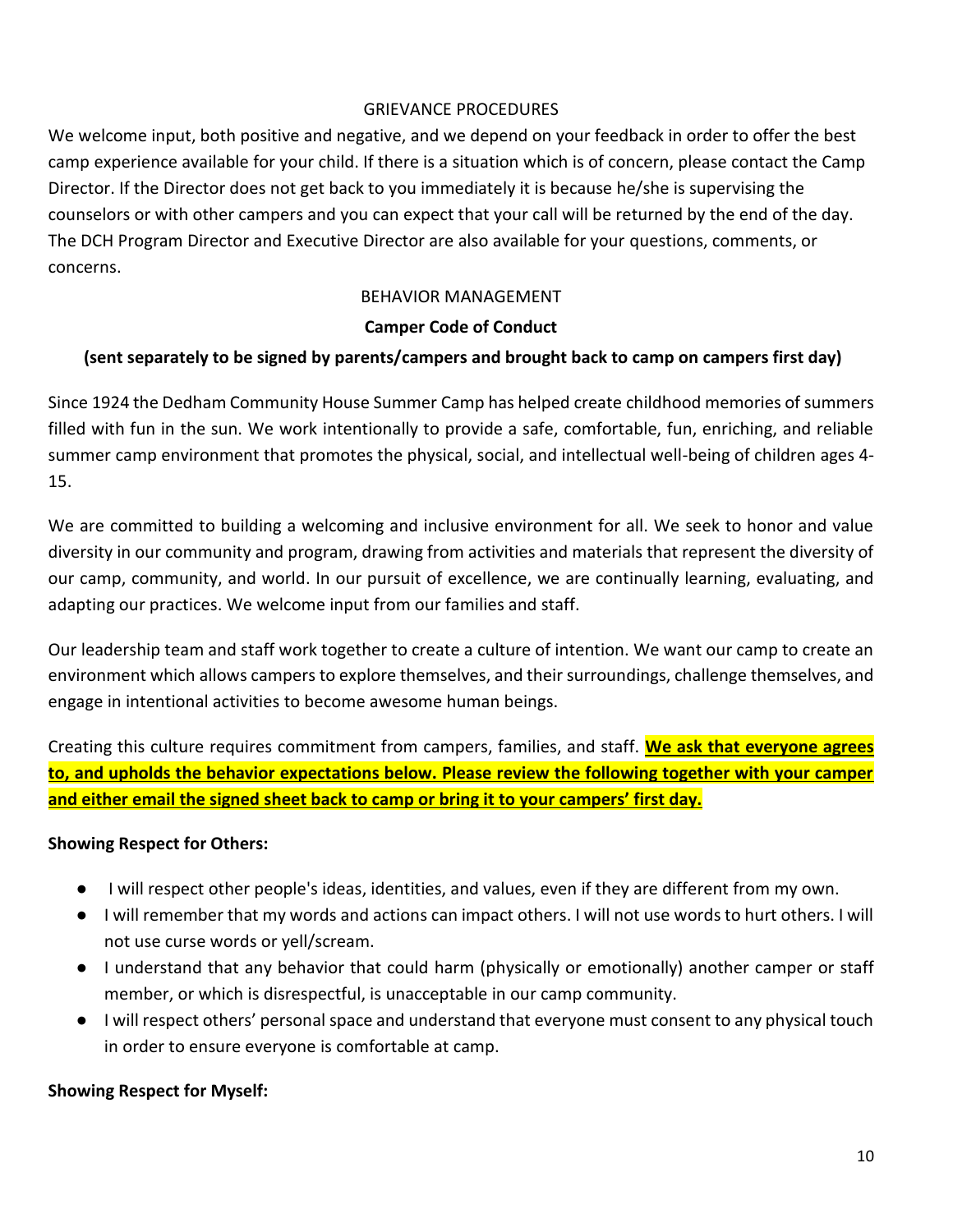## GRIEVANCE PROCEDURES

We welcome input, both positive and negative, and we depend on your feedback in order to offer the best camp experience available for your child. If there is a situation which is of concern, please contact the Camp Director. If the Director does not get back to you immediately it is because he/she is supervising the counselors or with other campers and you can expect that your call will be returned by the end of the day. The DCH Program Director and Executive Director are also available for your questions, comments, or concerns.

## BEHAVIOR MANAGEMENT

### Camper Code of Conduct

**(sent separately to be signed by parents/campers and brought back to camp on campers first day)**

Since 1924 the Dedham Community House Summer Camp has helped create childhood memories of summers filled with fun in the sun. We work intentionally to provide a safe, comfortable, fun, enriching, and reliable summer camp environment that promotes the physical, social, and intellectual well-being of children ages 4-15.

We are committed to building a welcoming and inclusive environment for all. We seek to honor and value diversity in our community and program, drawing from activities and materials that represent the diversity of our camp, community, and world. In our pursuit of excellence, we are continually learning, evaluating, and adapting our practices. We welcome input from our families and staff.

Our leadership team and staff work together to create a culture of intention. We want our camp to create an environment which allows campers to explore themselves, and their surroundings, challenge themselves, and engage in intentional activities to become awesome human beings.

Creating this culture requires commitment from campers, families, and staff. **We ask that everyone agrees to, and upholds the behavior expectations below. Please review the following together with your camper and either email the signed sheet back to camp or bring it to your campers' first day.**

**Showing Respect for Others:**

- I will respect other people's ideas, identities, and values, even if they are different from my own.
- I will remember that my words and actions can impact others. I will not use words to hurt others. I will not use curse words or yell/scream.
- I understand that any behavior that could harm (physically or emotionally) another camper or staff member, or which is disrespectful, is unacceptable in our camp community.
- I will respect others' personal space and understand that everyone must consent to any physical touch in order to ensure everyone is comfortable at camp.

**Showing Respect for Myself:**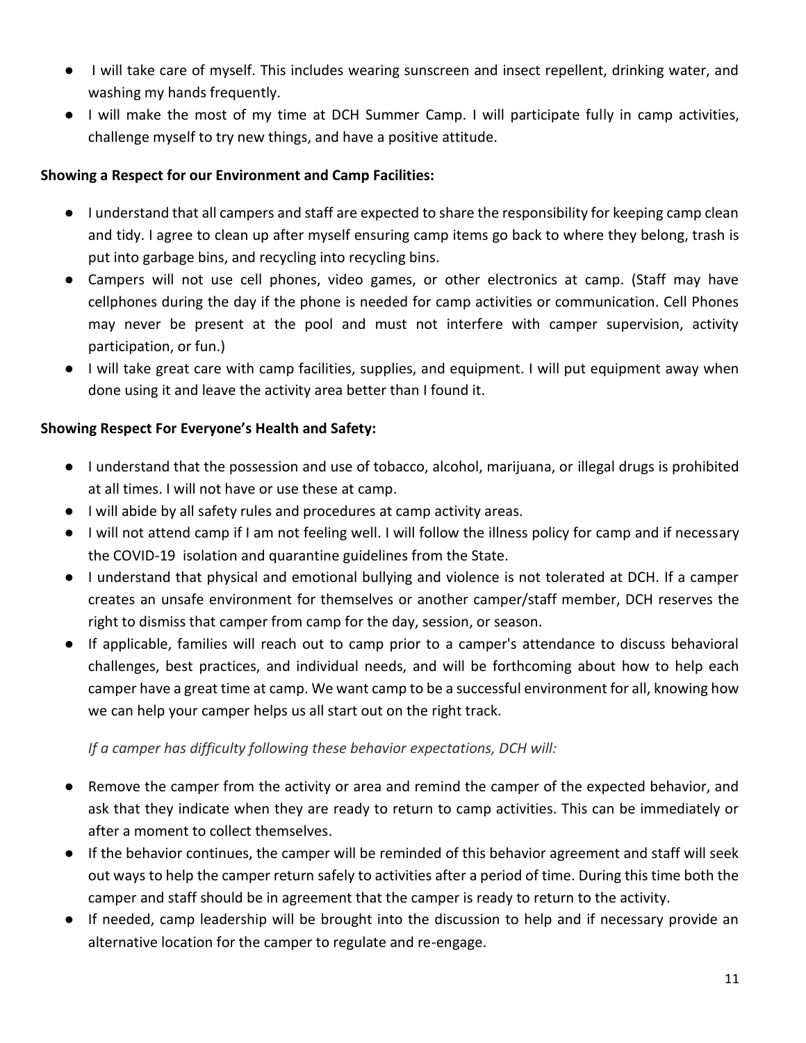- I will take care of myself. This includes wearing sunscreen and insect repellent, drinking water, and washing my hands frequently.
- I will make the most of my time at DCH Summer Camp. I will participate fully in camp activities, challenge myself to try new things, and have a positive attitude.

**Showing a Respect for our Environment and Camp Facilities:**

- I understand that all campers and staff are expected to share the responsibility for keeping camp clean and tidy. I agree to clean up after myself ensuring camp items go back to where they belong, trash is put into garbage bins, and recycling into recycling bins.
- Campers will not use cell phones, video games, or other electronics at camp. (Staff may have cellphones during the day if the phone is needed for camp activities or communication. Cell Phones may never be present at the pool and must not interfere with camper supervision, activity participation, or fun.)
- I will take great care with camp facilities, supplies, and equipment. I will put equipment away when done using it and leave the activity area better than I found it.

**Showing Respect For Everyone's Health and Safety:**

- I understand that the possession and use of tobacco, alcohol, marijuana, or illegal drugs is prohibited at all times. I will not have or use these at camp.
- I will abide by all safety rules and procedures at camp activity areas.
- I will not attend camp if I am not feeling well. I will follow the illness policy for camp and if necessary the COVID-19 isolation and quarantine guidelines from the State.
- I understand that physical and emotional bullying and violence is not tolerated at DCH. If a camper creates an unsafe environment for themselves or another camper/staff member, DCH reserves the right to dismiss that camper from camp for the day, session, or season.
- If applicable, families will reach out to camp prior to a camper's attendance to discuss behavioral challenges, best practices, and individual needs, and will be forthcoming about how to help each camper have a great time at camp. We want camp to be a successful environment for all, knowing how we can help your camper helps us all start out on the right track.

*If a camper has difficulty following these behavior expectations, DCH will:*

- Remove the camper from the activity or area and remind the camper of the expected behavior, and ask that they indicate when they are ready to return to camp activities. This can be immediately or after a moment to collect themselves.
- If the behavior continues, the camper will be reminded of this behavior agreement and staff will seek out ways to help the camper return safely to activities after a period of time. During this time both the camper and staff should be in agreement that the camper is ready to return to the activity.
- If needed, camp leadership will be brought into the discussion to help and if necessary provide an alternative location for the camper to regulate and re-engage.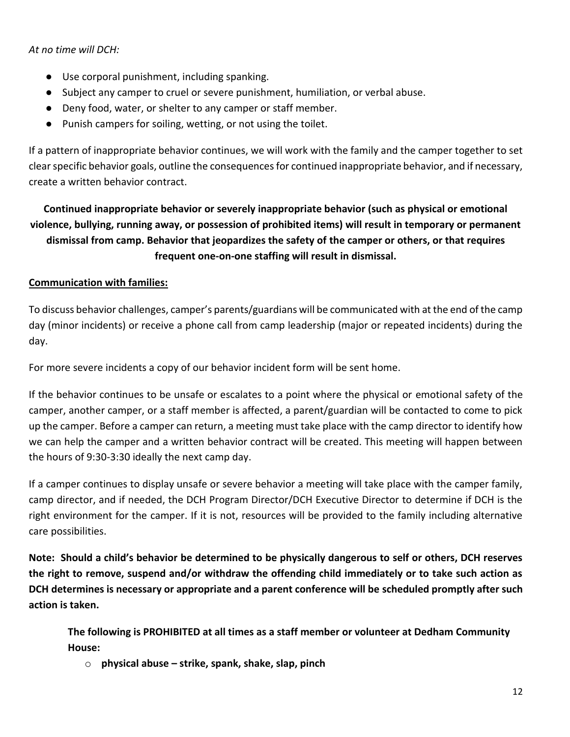*At no time will DCH:*

- Use corporal punishment, including spanking.
- Subject any camper to cruel or severe punishment, humiliation, or verbal abuse.
- Deny food, water, or shelter to any camper or staff member.
- Punish campers for soiling, wetting, or not using the toilet.

If a pattern of inappropriate behavior continues, we will work with the family and the camper together to set clear specific behavior goals, outline the consequences for continued inappropriate behavior, and if necessary, create a written behavior contract.

**Continued inappropriate behavior or severely inappropriate behavior (such as physical or emotional violence, bullying, running away, or possession of prohibited items) will result in temporary or permanent dismissal from camp. Behavior that jeopardizes the safety of the camper or others, or that requires frequent one-on-one staffing will result in dismissal.**

**Communication with families:**

To discuss behavior challenges, camper's parents/guardians will be communicated with at the end of the camp day (minor incidents) or receive a phone call from camp leadership (major or repeated incidents) during the day.

For more severe incidents a copy of our behavior incident form will be sent home.

If the behavior continues to be unsafe or escalates to a point where the physical or emotional safety of the camper, another camper, or a staff member is affected, a parent/guardian will be contacted to come to pick up the camper. Before a camper can return, a meeting must take place with the camp director to identify how we can help the camper and a written behavior contract will be created. This meeting will happen between the hours of 9:30-3:30 ideally the next camp day.

If a camper continues to display unsafe or severe behavior a meeting will take place with the camper family, camp director, and if needed, the DCH Program Director/DCH Executive Director to determine if DCH is the right environment for the camper. If it is not, resources will be provided to the family including alternative care possibilities.

**Note: Should a child's behavior be determined to be physically dangerous to self or others, DCH reserves the right to remove, suspend and/or withdraw the offending child immediately or to take such action as DCH determines is necessary or appropriate and a parent conference will be scheduled promptly after such action is taken.**

**The following is PROHIBITED at all times as a staff member or volunteer at Dedham Community House:**

- **physical abuse – strike, spank, shake, slap, pinch**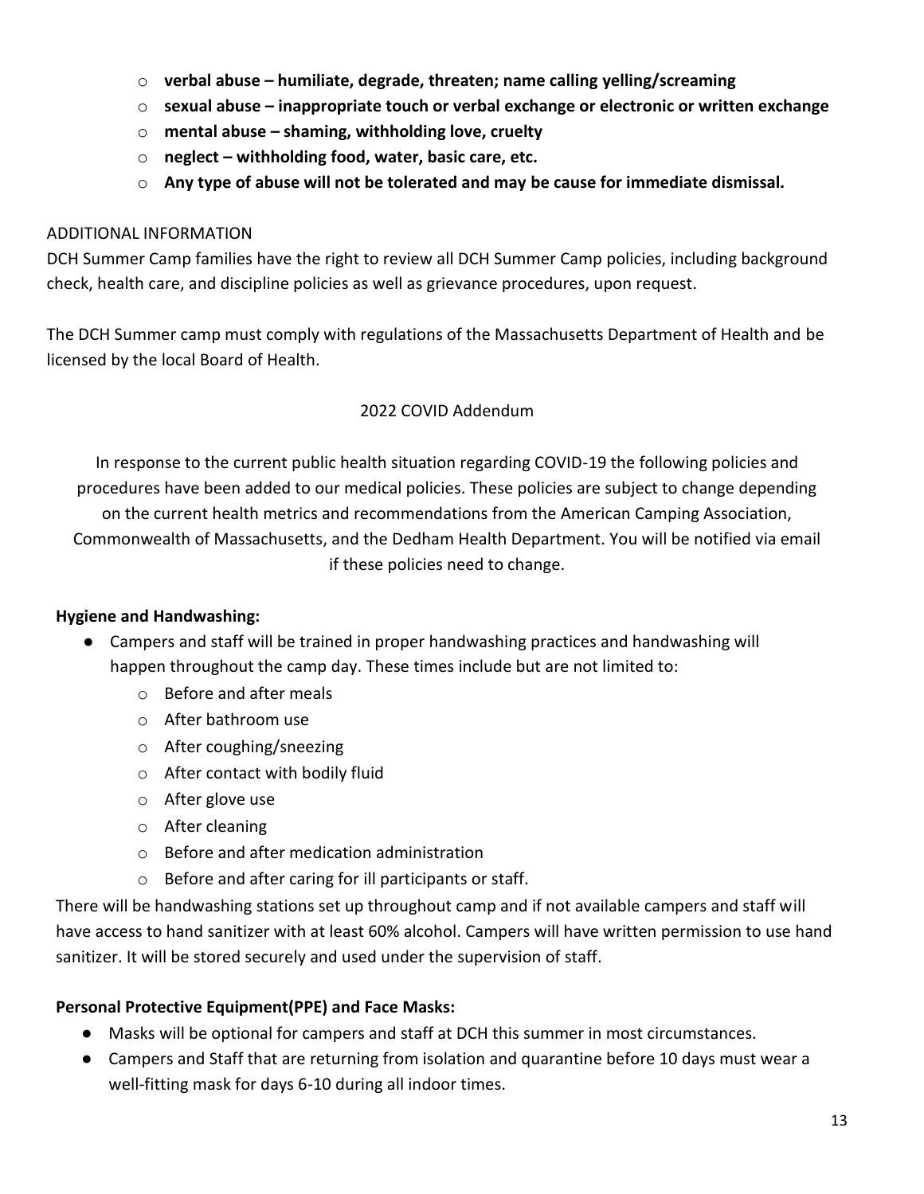- **verbal abuse – humiliate, degrade, threaten; name calling yelling/screaming**
- **sexual abuse – inappropriate touch or verbal exchange or electronic or written exchange**
- **mental abuse – shaming, withholding love, cruelty**
- **neglect – withholding food, water, basic care, etc.**
- **Any type of abuse will not be tolerated and may be cause for immediate dismissal.**

ADDITIONAL INFORMATION

DCH Summer Camp families have the right to review all DCH Summer Camp policies, including background check, health care, and discipline policies as well as grievance procedures, upon request.

The DCH Summer camp must comply with regulations of the Massachusetts Department of Health and be licensed by the local Board of Health.

## 2022 COVID Addendum

In response to the current public health situation regarding COVID-19 the following policies and procedures have been added to our medical policies. These policies are subject to change depending on the current health metrics and recommendations from the American Camping Association, Commonwealth of Massachusetts, and the Dedham Health Department. You will be notified via email if these policies need to change.

**Hygiene and Handwashing:**

- Campers and staff will be trained in proper handwashing practices and handwashing will happen throughout the camp day. These times include but are not limited to:
  - Before and after meals
  - After bathroom use
  - After coughing/sneezing
  - After contact with bodily fluid
  - After glove use
  - After cleaning
  - Before and after medication administration
  - Before and after caring for ill participants or staff.

There will be handwashing stations set up throughout camp and if not available campers and staff will have access to hand sanitizer with at least 60% alcohol. Campers will have written permission to use hand sanitizer. It will be stored securely and used under the supervision of staff.

**Personal Protective Equipment(PPE) and Face Masks:**

- Masks will be optional for campers and staff at DCH this summer in most circumstances.
- Campers and Staff that are returning from isolation and quarantine before 10 days must wear a well-fitting mask for days 6-10 during all indoor times.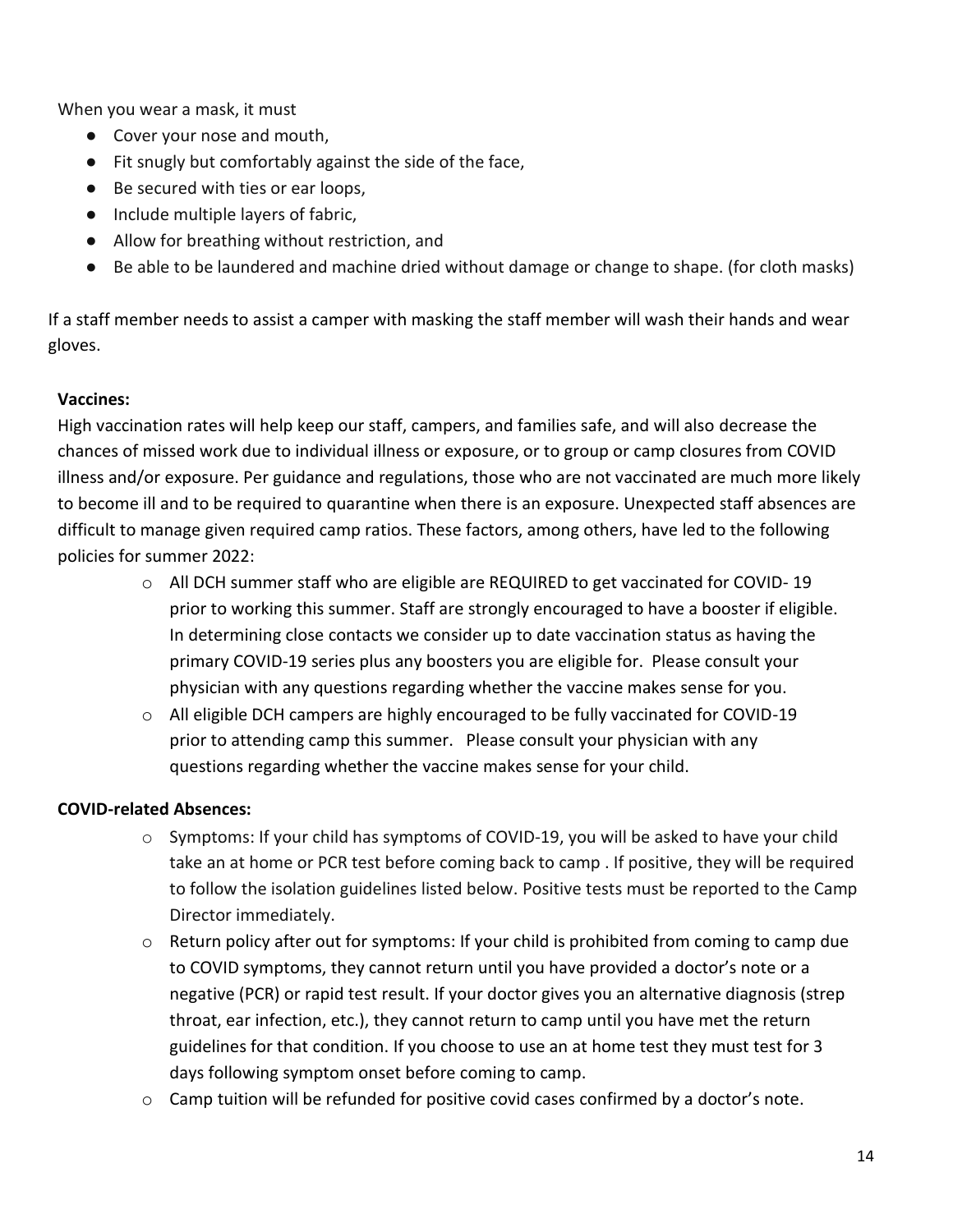When you wear a mask, it must

- Cover your nose and mouth,
- Fit snugly but comfortably against the side of the face,
- Be secured with ties or ear loops,
- Include multiple layers of fabric,
- Allow for breathing without restriction, and
- Be able to be laundered and machine dried without damage or change to shape. (for cloth masks)

If a staff member needs to assist a camper with masking the staff member will wash their hands and wear gloves.

**Vaccines:**

High vaccination rates will help keep our staff, campers, and families safe, and will also decrease the chances of missed work due to individual illness or exposure, or to group or camp closures from COVID illness and/or exposure. Per guidance and regulations, those who are not vaccinated are much more likely to become ill and to be required to quarantine when there is an exposure. Unexpected staff absences are difficult to manage given required camp ratios. These factors, among others, have led to the following policies for summer 2022:

- All DCH summer staff who are eligible are REQUIRED to get vaccinated for COVID- 19 prior to working this summer. Staff are strongly encouraged to have a booster if eligible. In determining close contacts we consider up to date vaccination status as having the primary COVID-19 series plus any boosters you are eligible for. Please consult your physician with any questions regarding whether the vaccine makes sense for you.
- All eligible DCH campers are highly encouraged to be fully vaccinated for COVID-19 prior to attending camp this summer. Please consult your physician with any questions regarding whether the vaccine makes sense for your child.

**COVID-related Absences:**

- Symptoms: If your child has symptoms of COVID-19, you will be asked to have your child take an at home or PCR test before coming back to camp . If positive, they will be required to follow the isolation guidelines listed below. Positive tests must be reported to the Camp Director immediately.
- Return policy after out for symptoms: If your child is prohibited from coming to camp due to COVID symptoms, they cannot return until you have provided a doctor's note or a negative (PCR) or rapid test result. If your doctor gives you an alternative diagnosis (strep throat, ear infection, etc.), they cannot return to camp until you have met the return guidelines for that condition. If you choose to use an at home test they must test for 3 days following symptom onset before coming to camp.
- Camp tuition will be refunded for positive covid cases confirmed by a doctor's note.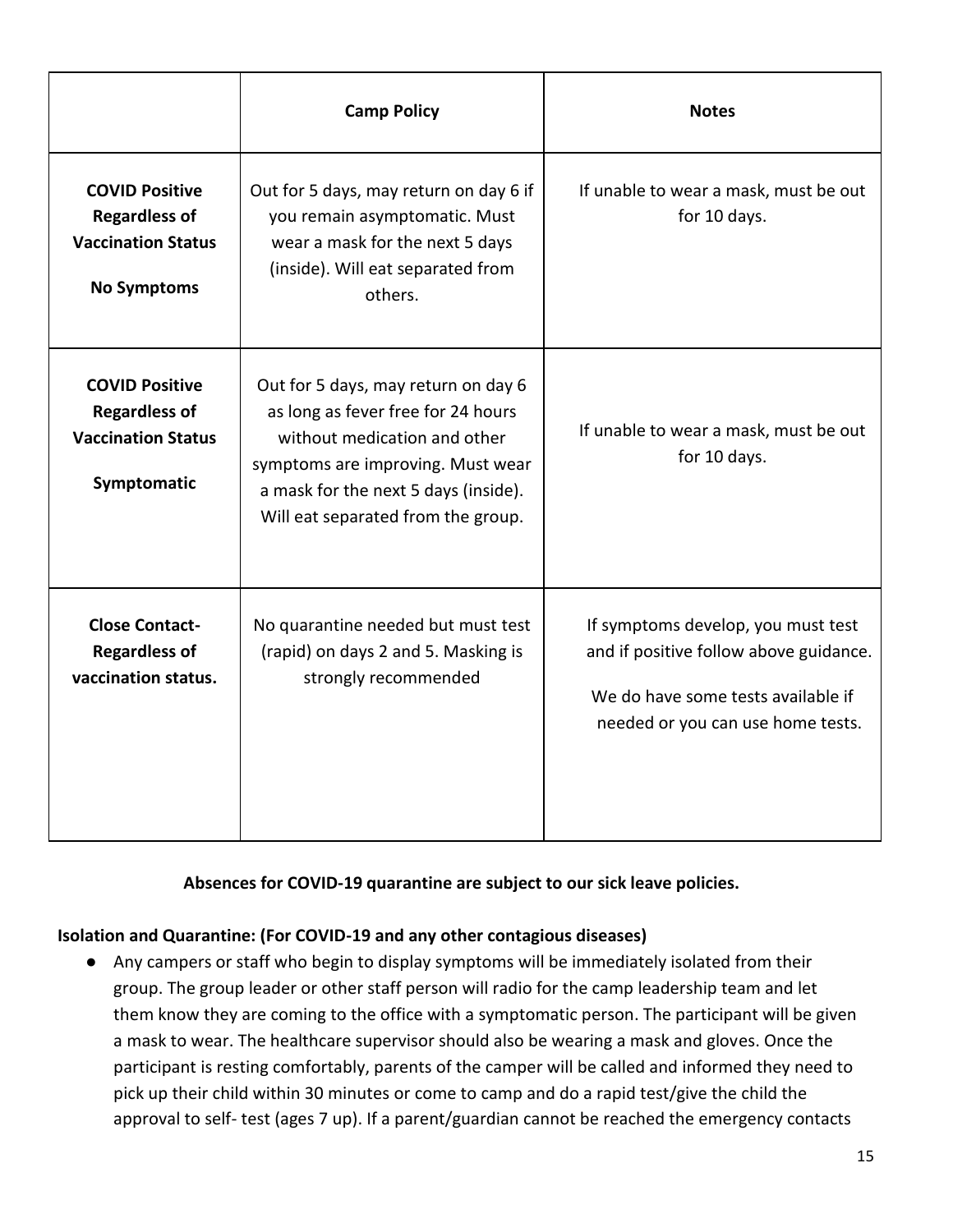| | **Camp Policy** | **Notes** |
|---|---|---|
| **COVID Positive Regardless of Vaccination Status**<br><br>**No Symptoms** | Out for 5 days, may return on day 6 if you remain asymptomatic. Must wear a mask for the next 5 days (inside). Will eat separated from others. | If unable to wear a mask, must be out for 10 days. |
| **COVID Positive Regardless of Vaccination Status**<br><br>**Symptomatic** | Out for 5 days, may return on day 6 as long as fever free for 24 hours without medication and other symptoms are improving. Must wear a mask for the next 5 days (inside). Will eat separated from the group. | If unable to wear a mask, must be out for 10 days. |
| **Close Contact- Regardless of vaccination status.** | No quarantine needed but must test (rapid) on days 2 and 5. Masking is strongly recommended | If symptoms develop, you must test and if positive follow above guidance.<br><br>We do have some tests available if needed or you can use home tests. |

**Absences for COVID-19 quarantine are subject to our sick leave policies.**

**Isolation and Quarantine: (For COVID-19 and any other contagious diseases)**

- Any campers or staff who begin to display symptoms will be immediately isolated from their group. The group leader or other staff person will radio for the camp leadership team and let them know they are coming to the office with a symptomatic person. The participant will be given a mask to wear. The healthcare supervisor should also be wearing a mask and gloves. Once the participant is resting comfortably, parents of the camper will be called and informed they need to pick up their child within 30 minutes or come to camp and do a rapid test/give the child the approval to self- test (ages 7 up). If a parent/guardian cannot be reached the emergency contacts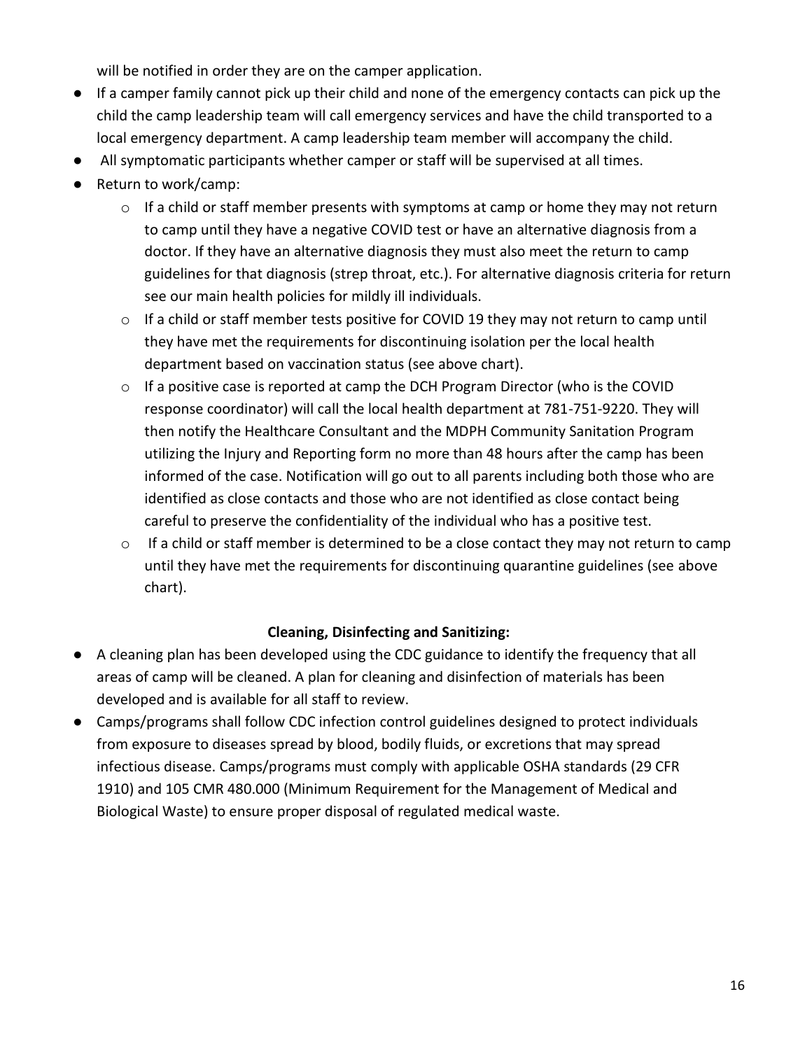will be notified in order they are on the camper application.

- If a camper family cannot pick up their child and none of the emergency contacts can pick up the child the camp leadership team will call emergency services and have the child transported to a local emergency department. A camp leadership team member will accompany the child.
- All symptomatic participants whether camper or staff will be supervised at all times.
- Return to work/camp:
  - If a child or staff member presents with symptoms at camp or home they may not return to camp until they have a negative COVID test or have an alternative diagnosis from a doctor. If they have an alternative diagnosis they must also meet the return to camp guidelines for that diagnosis (strep throat, etc.). For alternative diagnosis criteria for return see our main health policies for mildly ill individuals.
  - If a child or staff member tests positive for COVID 19 they may not return to camp until they have met the requirements for discontinuing isolation per the local health department based on vaccination status (see above chart).
  - If a positive case is reported at camp the DCH Program Director (who is the COVID response coordinator) will call the local health department at 781-751-9220. They will then notify the Healthcare Consultant and the MDPH Community Sanitation Program utilizing the Injury and Reporting form no more than 48 hours after the camp has been informed of the case. Notification will go out to all parents including both those who are identified as close contacts and those who are not identified as close contact being careful to preserve the confidentiality of the individual who has a positive test.
  - If a child or staff member is determined to be a close contact they may not return to camp until they have met the requirements for discontinuing quarantine guidelines (see above chart).

**Cleaning, Disinfecting and Sanitizing:**

- A cleaning plan has been developed using the CDC guidance to identify the frequency that all areas of camp will be cleaned. A plan for cleaning and disinfection of materials has been developed and is available for all staff to review.
- Camps/programs shall follow CDC infection control guidelines designed to protect individuals from exposure to diseases spread by blood, bodily fluids, or excretions that may spread infectious disease. Camps/programs must comply with applicable OSHA standards (29 CFR 1910) and 105 CMR 480.000 (Minimum Requirement for the Management of Medical and Biological Waste) to ensure proper disposal of regulated medical waste.